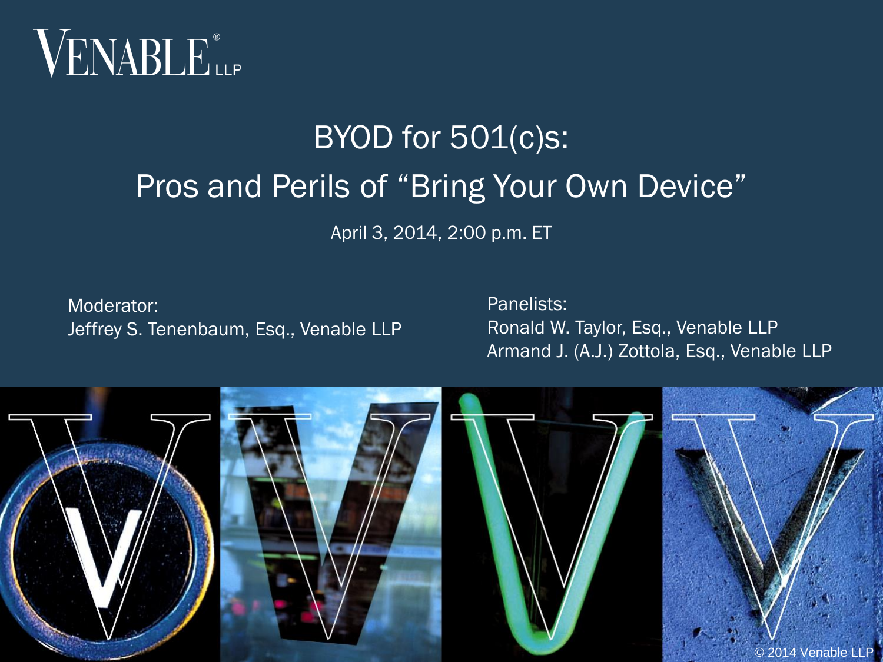VENABLE® LLP

# BYOD for 501(c)s:
# Pros and Perils of "Bring Your Own Device"

April 3, 2014, 2:00 p.m. ET

Moderator:
Jeffrey S. Tenenbaum, Esq., Venable LLP

Panelists:
Ronald W. Taylor, Esq., Venable LLP
Armand J. (A.J.) Zottola, Esq., Venable LLP

© 2014 Venable LLP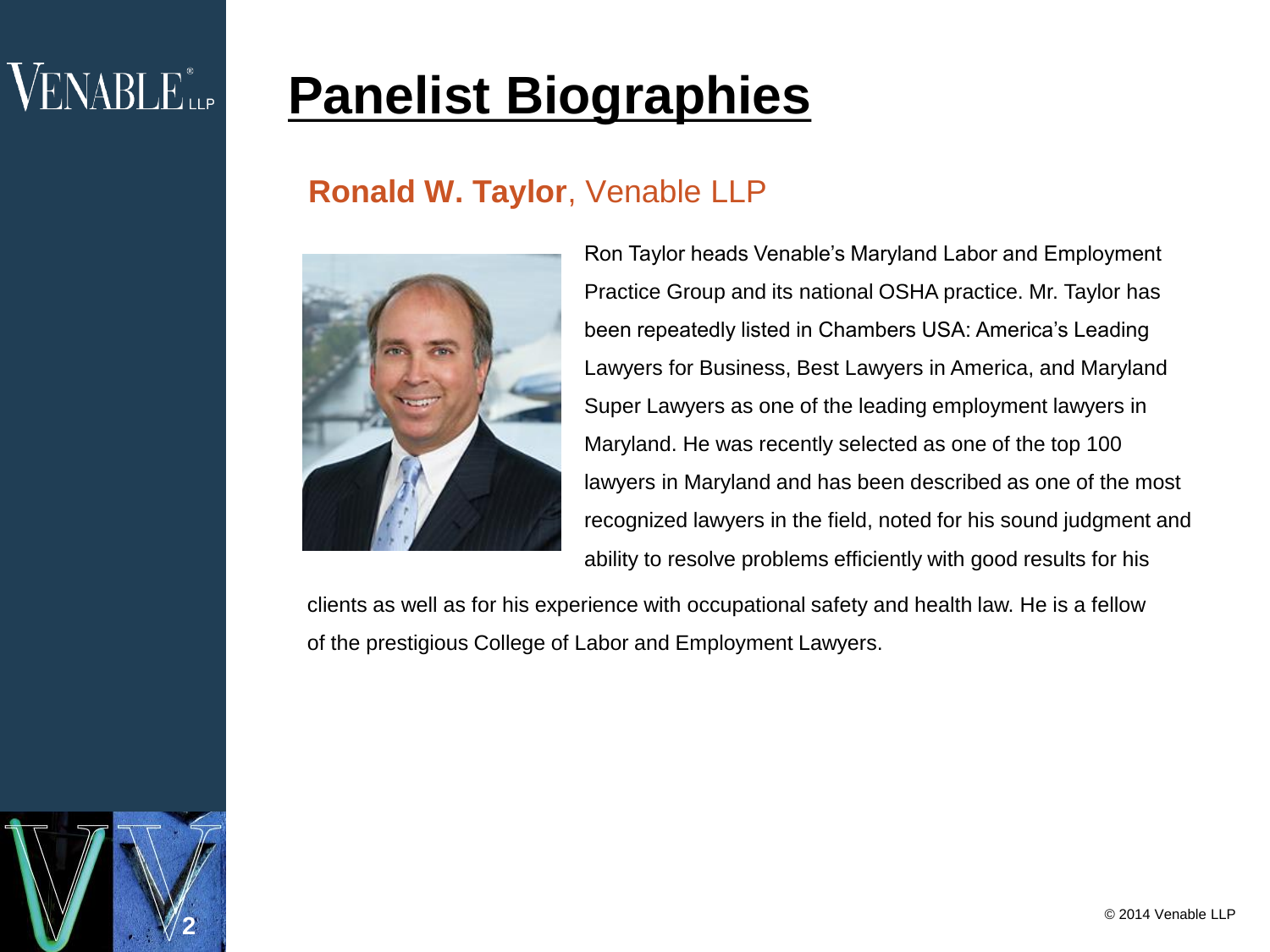# Panelist Biographies

## **Ronald W. Taylor**, Venable LLP

Ron Taylor heads Venable's Maryland Labor and Employment Practice Group and its national OSHA practice. Mr. Taylor has been repeatedly listed in Chambers USA: America's Leading Lawyers for Business, Best Lawyers in America, and Maryland Super Lawyers as one of the leading employment lawyers in Maryland. He was recently selected as one of the top 100 lawyers in Maryland and has been described as one of the most recognized lawyers in the field, noted for his sound judgment and ability to resolve problems efficiently with good results for his clients as well as for his experience with occupational safety and health law. He is a fellow of the prestigious College of Labor and Employment Lawyers.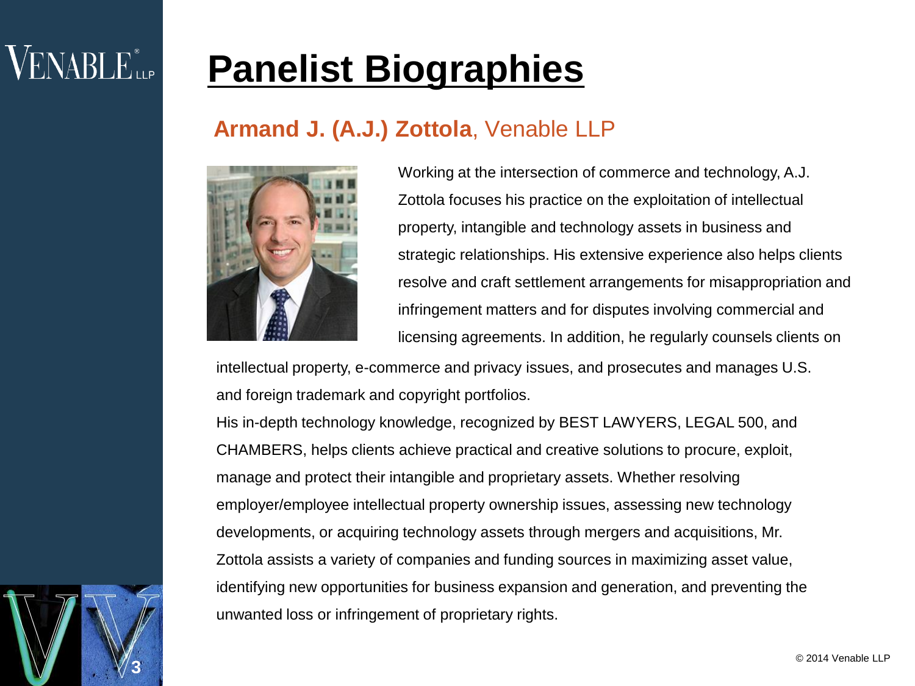# Panelist Biographies

## **Armand J. (A.J.) Zottola**, Venable LLP

Working at the intersection of commerce and technology, A.J. Zottola focuses his practice on the exploitation of intellectual property, intangible and technology assets in business and strategic relationships. His extensive experience also helps clients resolve and craft settlement arrangements for misappropriation and infringement matters and for disputes involving commercial and licensing agreements. In addition, he regularly counsels clients on intellectual property, e-commerce and privacy issues, and prosecutes and manages U.S. and foreign trademark and copyright portfolios.

His in-depth technology knowledge, recognized by BEST LAWYERS, LEGAL 500, and CHAMBERS, helps clients achieve practical and creative solutions to procure, exploit, manage and protect their intangible and proprietary assets. Whether resolving employer/employee intellectual property ownership issues, assessing new technology developments, or acquiring technology assets through mergers and acquisitions, Mr. Zottola assists a variety of companies and funding sources in maximizing asset value, identifying new opportunities for business expansion and generation, and preventing the unwanted loss or infringement of proprietary rights.

© 2014 Venable LLP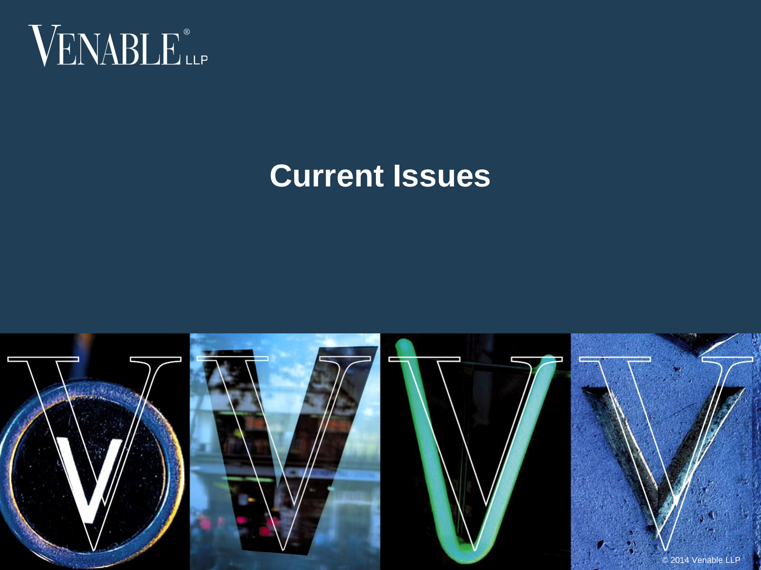# Current Issues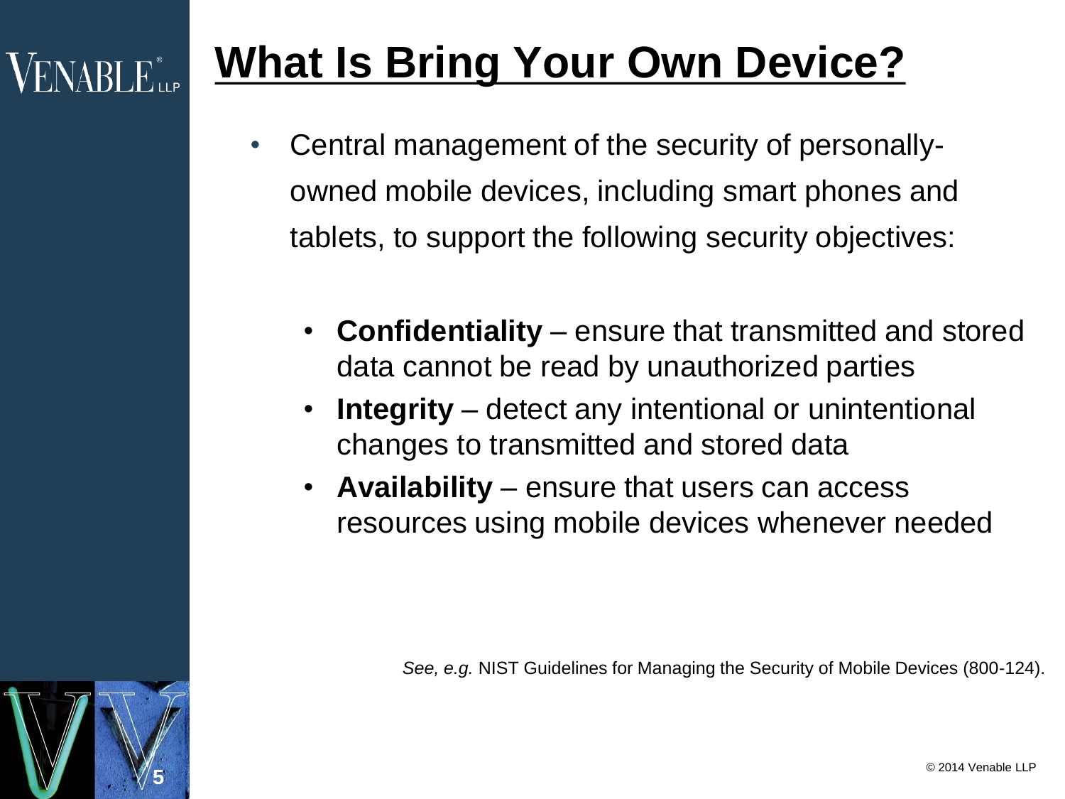# What Is Bring Your Own Device?

- Central management of the security of personally-owned mobile devices, including smart phones and tablets, to support the following security objectives:
  - **Confidentiality** – ensure that transmitted and stored data cannot be read by unauthorized parties
  - **Integrity** – detect any intentional or unintentional changes to transmitted and stored data
  - **Availability** – ensure that users can access resources using mobile devices whenever needed

*See, e.g.* NIST Guidelines for Managing the Security of Mobile Devices (800-124).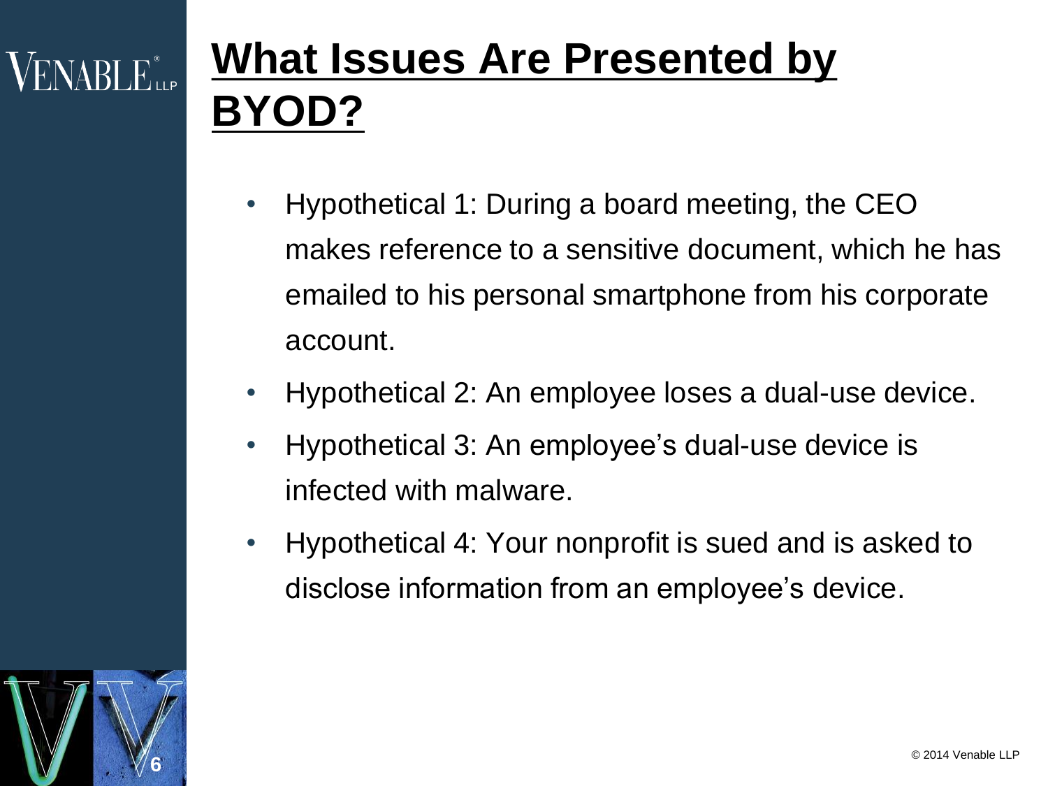# What Issues Are Presented by BYOD?

- Hypothetical 1: During a board meeting, the CEO makes reference to a sensitive document, which he has emailed to his personal smartphone from his corporate account.
- Hypothetical 2: An employee loses a dual-use device.
- Hypothetical 3: An employee's dual-use device is infected with malware.
- Hypothetical 4: Your nonprofit is sued and is asked to disclose information from an employee's device.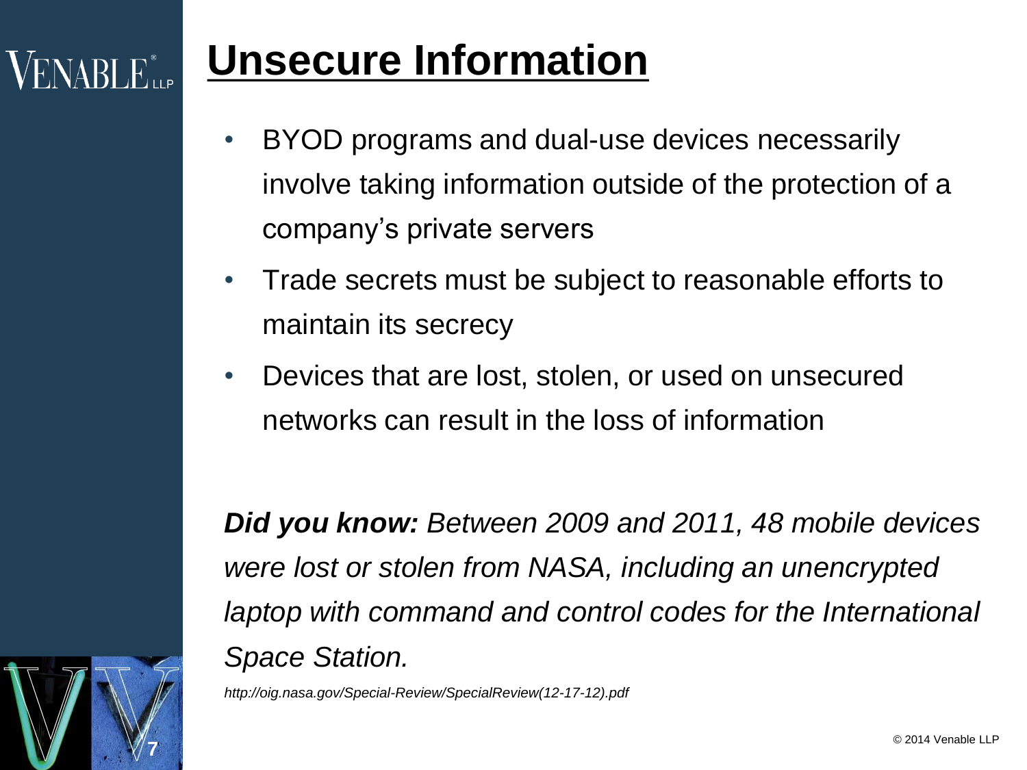# Unsecure Information

- BYOD programs and dual-use devices necessarily involve taking information outside of the protection of a company's private servers
- Trade secrets must be subject to reasonable efforts to maintain its secrecy
- Devices that are lost, stolen, or used on unsecured networks can result in the loss of information

***Did you know:*** *Between 2009 and 2011, 48 mobile devices were lost or stolen from NASA, including an unencrypted laptop with command and control codes for the International Space Station.*

*http://oig.nasa.gov/Special-Review/SpecialReview(12-17-12).pdf*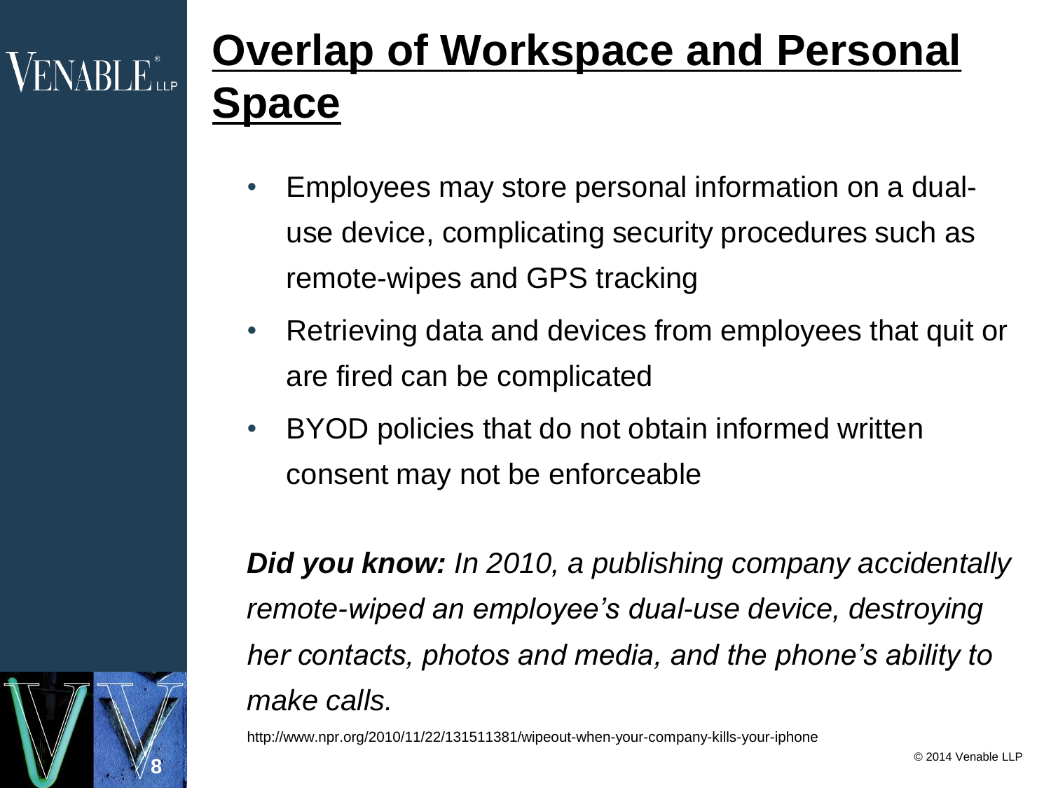# Overlap of Workspace and Personal Space

- Employees may store personal information on a dual-use device, complicating security procedures such as remote-wipes and GPS tracking
- Retrieving data and devices from employees that quit or are fired can be complicated
- BYOD policies that do not obtain informed written consent may not be enforceable

***Did you know:*** *In 2010, a publishing company accidentally remote-wiped an employee's dual-use device, destroying her contacts, photos and media, and the phone's ability to make calls.*

http://www.npr.org/2010/11/22/131511381/wipeout-when-your-company-kills-your-iphone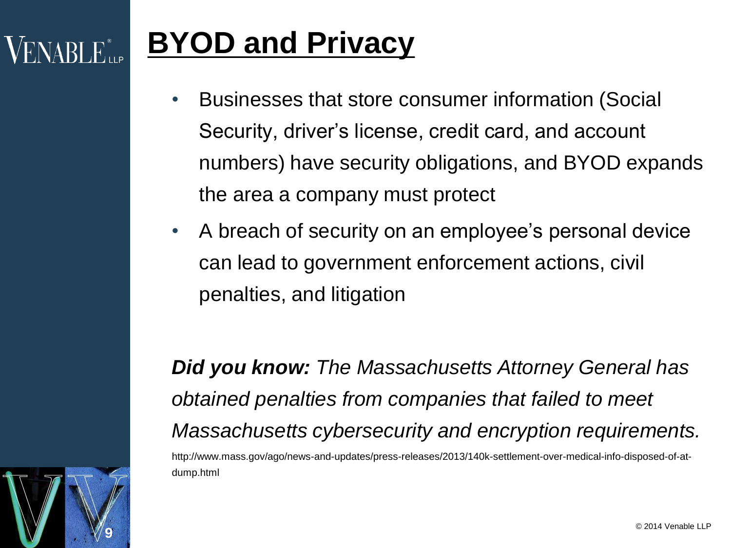# BYOD and Privacy

- Businesses that store consumer information (Social Security, driver's license, credit card, and account numbers) have security obligations, and BYOD expands the area a company must protect
- A breach of security on an employee's personal device can lead to government enforcement actions, civil penalties, and litigation

***Did you know:*** *The Massachusetts Attorney General has obtained penalties from companies that failed to meet Massachusetts cybersecurity and encryption requirements.*

http://www.mass.gov/ago/news-and-updates/press-releases/2013/140k-settlement-over-medical-info-disposed-of-at-dump.html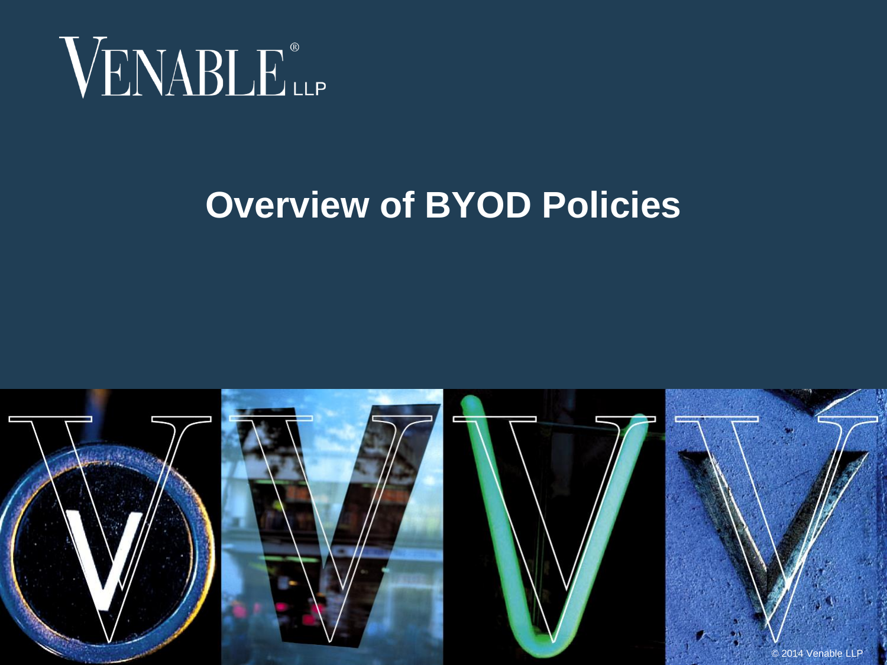# Overview of BYOD Policies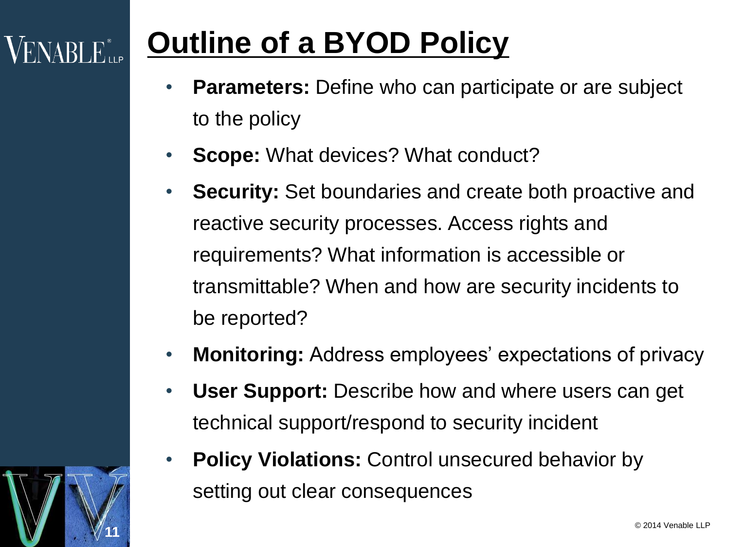# Outline of a BYOD Policy

- **Parameters:** Define who can participate or are subject to the policy
- **Scope:** What devices? What conduct?
- **Security:** Set boundaries and create both proactive and reactive security processes. Access rights and requirements? What information is accessible or transmittable? When and how are security incidents to be reported?
- **Monitoring:** Address employees' expectations of privacy
- **User Support:** Describe how and where users can get technical support/respond to security incident
- **Policy Violations:** Control unsecured behavior by setting out clear consequences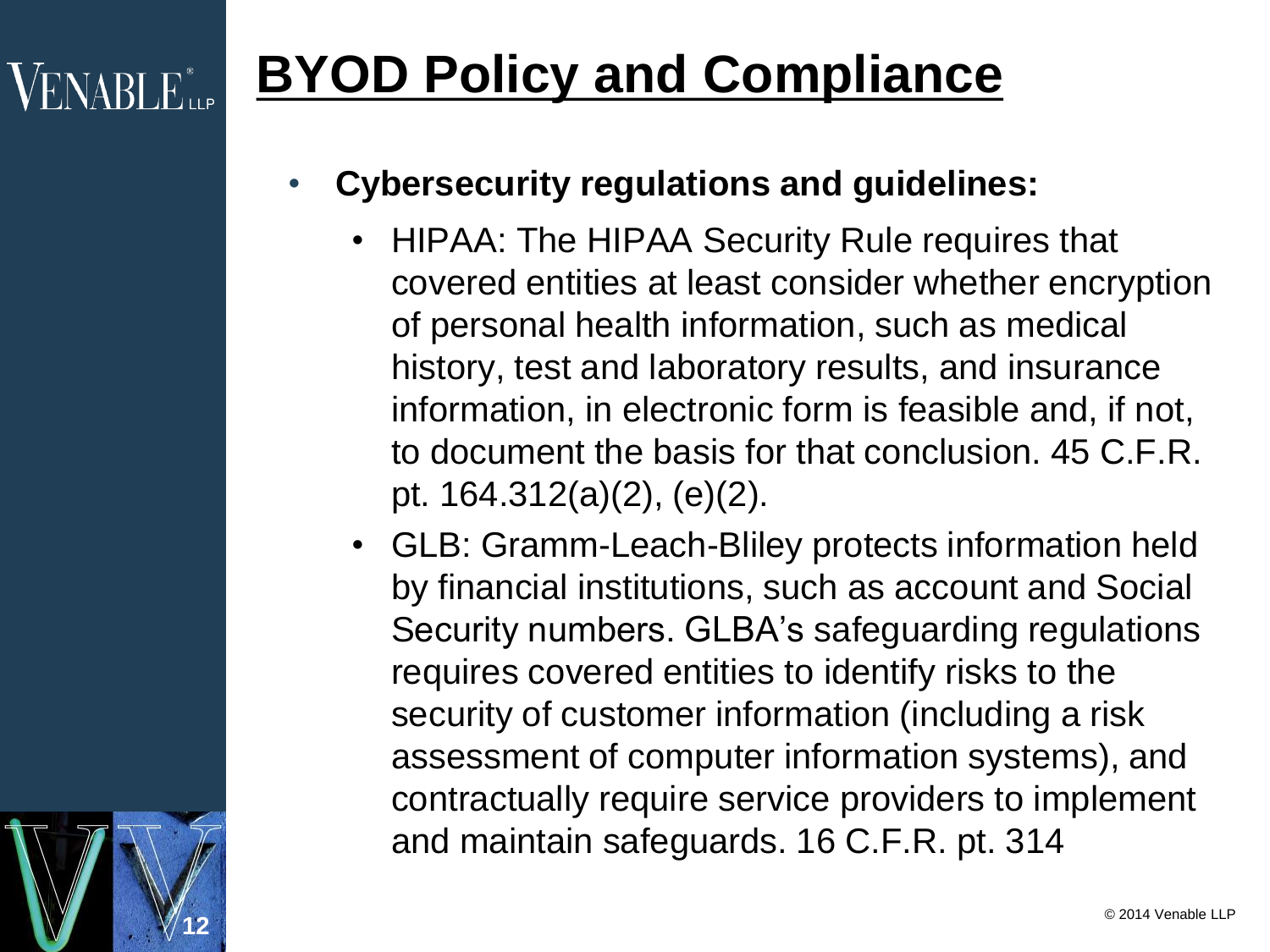# BYOD Policy and Compliance

- **Cybersecurity regulations and guidelines:**
  - HIPAA: The HIPAA Security Rule requires that covered entities at least consider whether encryption of personal health information, such as medical history, test and laboratory results, and insurance information, in electronic form is feasible and, if not, to document the basis for that conclusion. 45 C.F.R. pt. 164.312(a)(2), (e)(2).
  - GLB: Gramm-Leach-Bliley protects information held by financial institutions, such as account and Social Security numbers. GLBA's safeguarding regulations requires covered entities to identify risks to the security of customer information (including a risk assessment of computer information systems), and contractually require service providers to implement and maintain safeguards. 16 C.F.R. pt. 314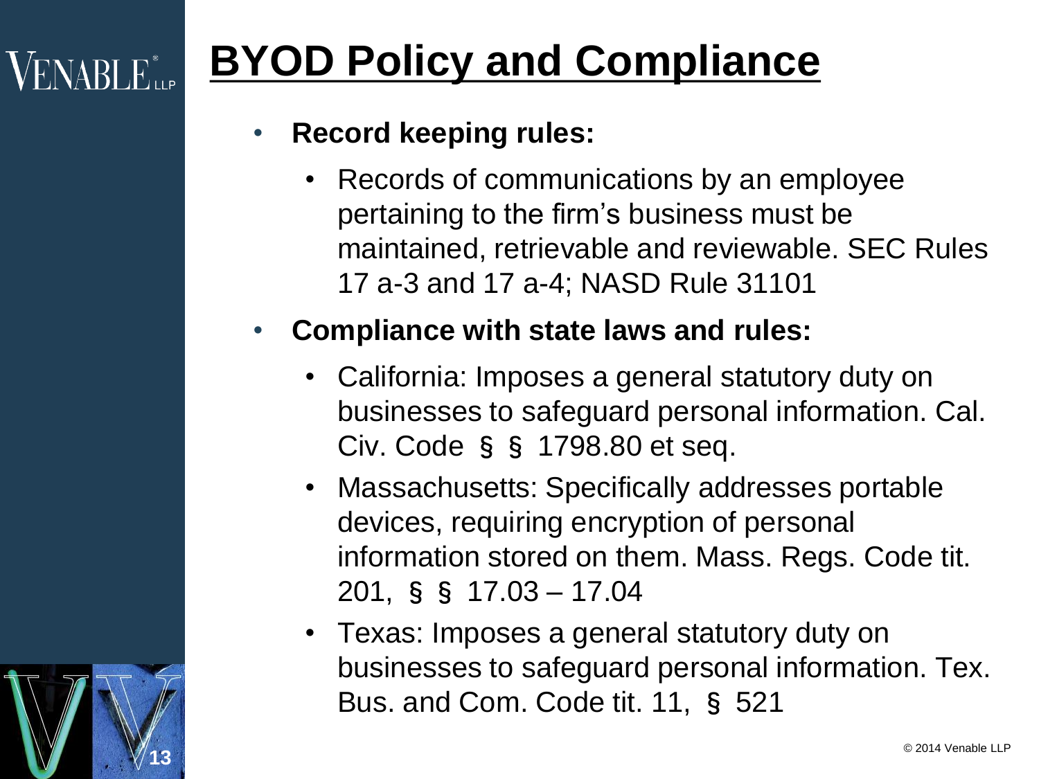# BYOD Policy and Compliance

- **Record keeping rules:**
  - Records of communications by an employee pertaining to the firm's business must be maintained, retrievable and reviewable. SEC Rules 17 a-3 and 17 a-4; NASD Rule 31101
- **Compliance with state laws and rules:**
  - California: Imposes a general statutory duty on businesses to safeguard personal information. Cal. Civ. Code §§ 1798.80 et seq.
  - Massachusetts: Specifically addresses portable devices, requiring encryption of personal information stored on them. Mass. Regs. Code tit. 201, §§ 17.03 – 17.04
  - Texas: Imposes a general statutory duty on businesses to safeguard personal information. Tex. Bus. and Com. Code tit. 11, § 521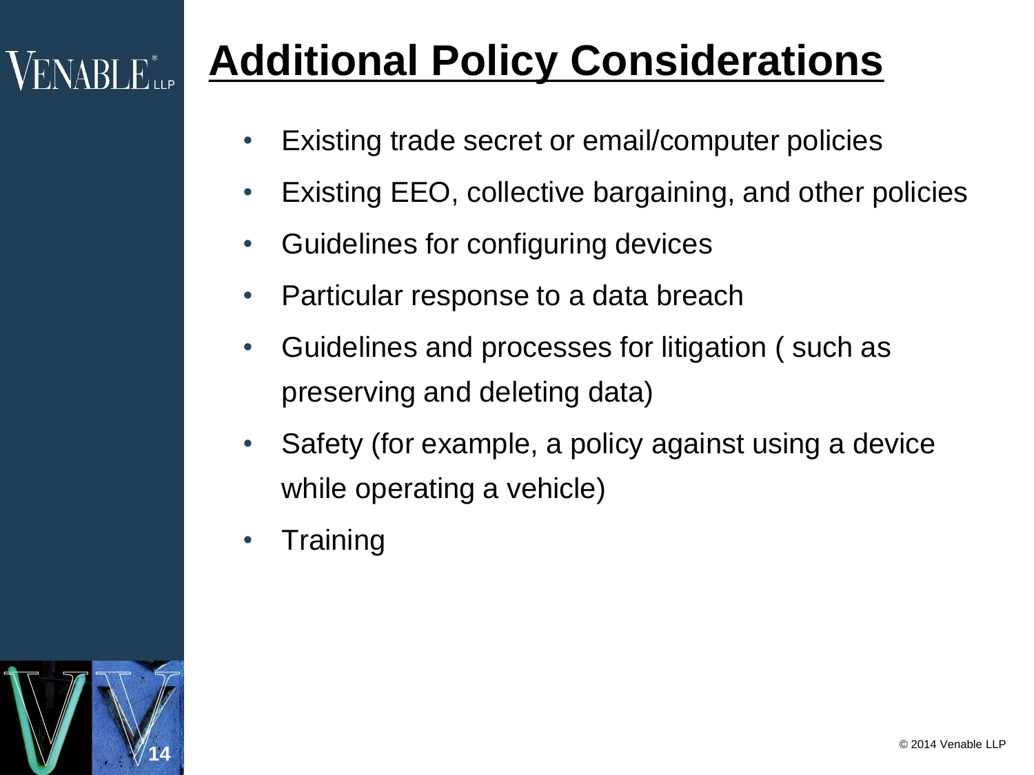# Additional Policy Considerations

- Existing trade secret or email/computer policies
- Existing EEO, collective bargaining, and other policies
- Guidelines for configuring devices
- Particular response to a data breach
- Guidelines and processes for litigation ( such as preserving and deleting data)
- Safety (for example, a policy against using a device while operating a vehicle)
- Training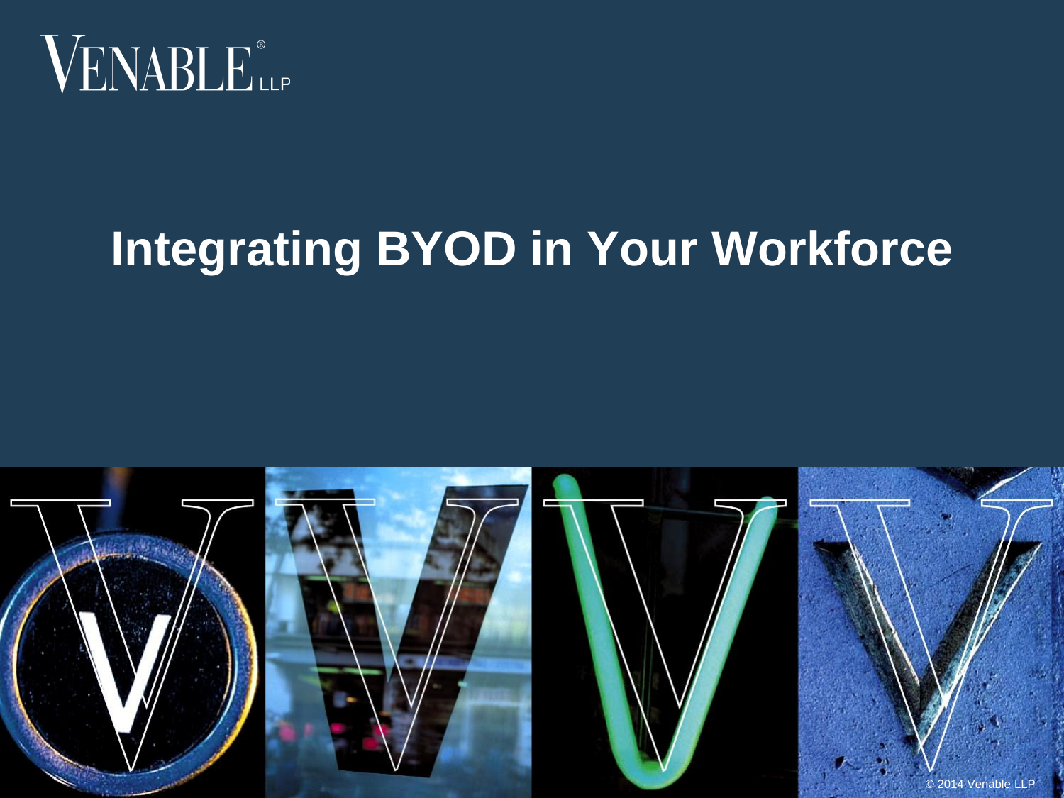# Integrating BYOD in Your Workforce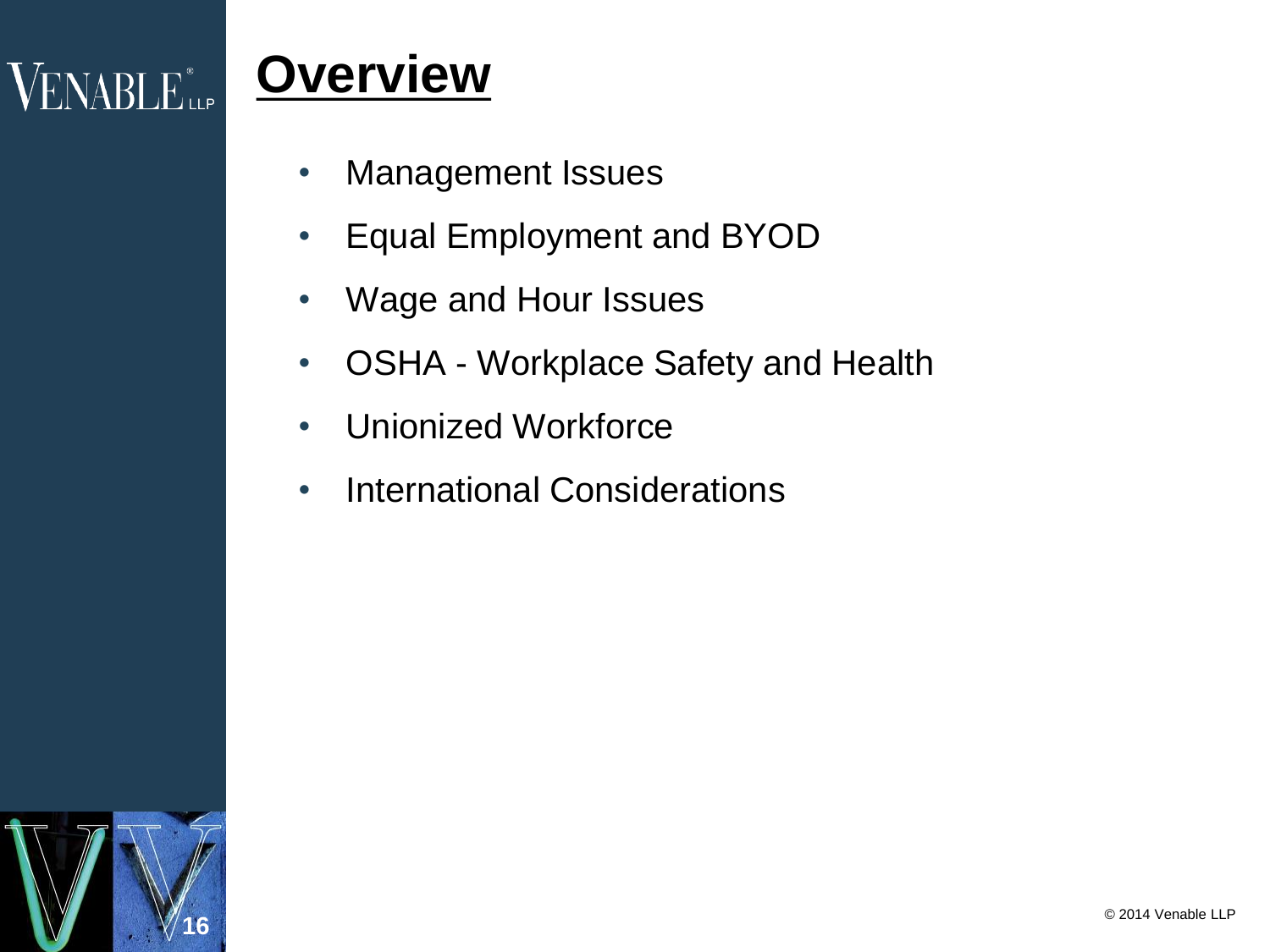# Overview

- Management Issues
- Equal Employment and BYOD
- Wage and Hour Issues
- OSHA - Workplace Safety and Health
- Unionized Workforce
- International Considerations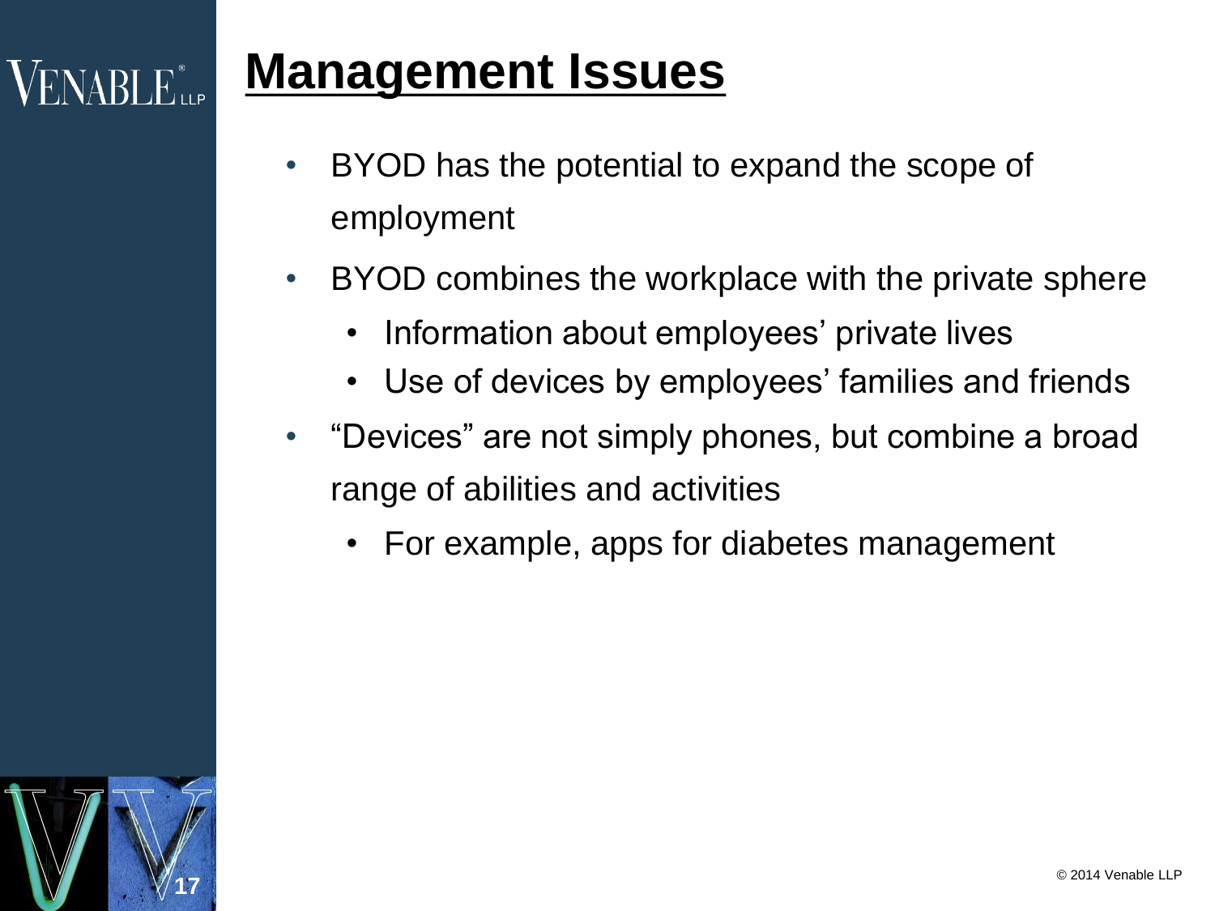# Management Issues

- BYOD has the potential to expand the scope of employment
- BYOD combines the workplace with the private sphere
  - Information about employees' private lives
  - Use of devices by employees' families and friends
- "Devices" are not simply phones, but combine a broad range of abilities and activities
  - For example, apps for diabetes management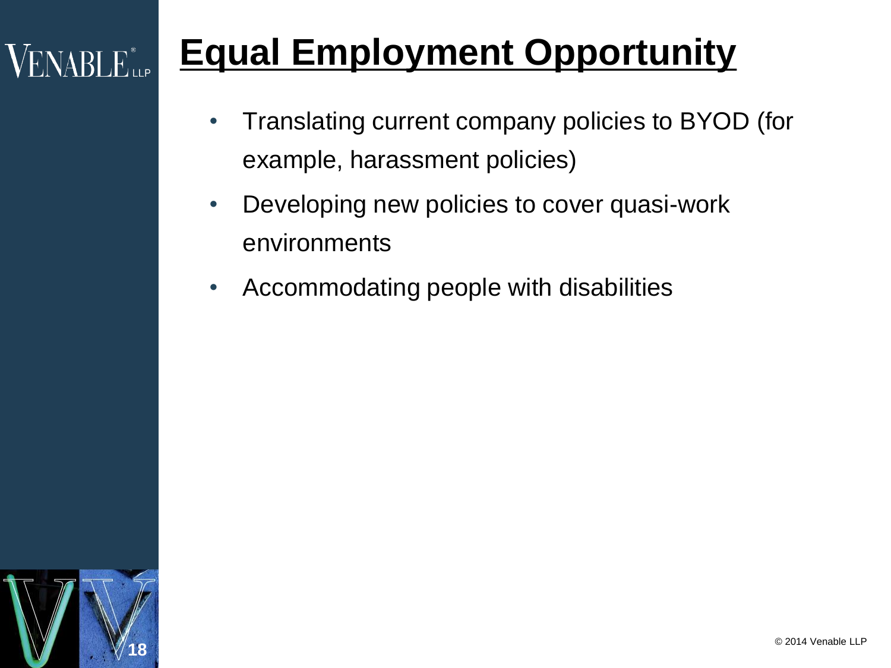# Equal Employment Opportunity

- Translating current company policies to BYOD (for example, harassment policies)
- Developing new policies to cover quasi-work environments
- Accommodating people with disabilities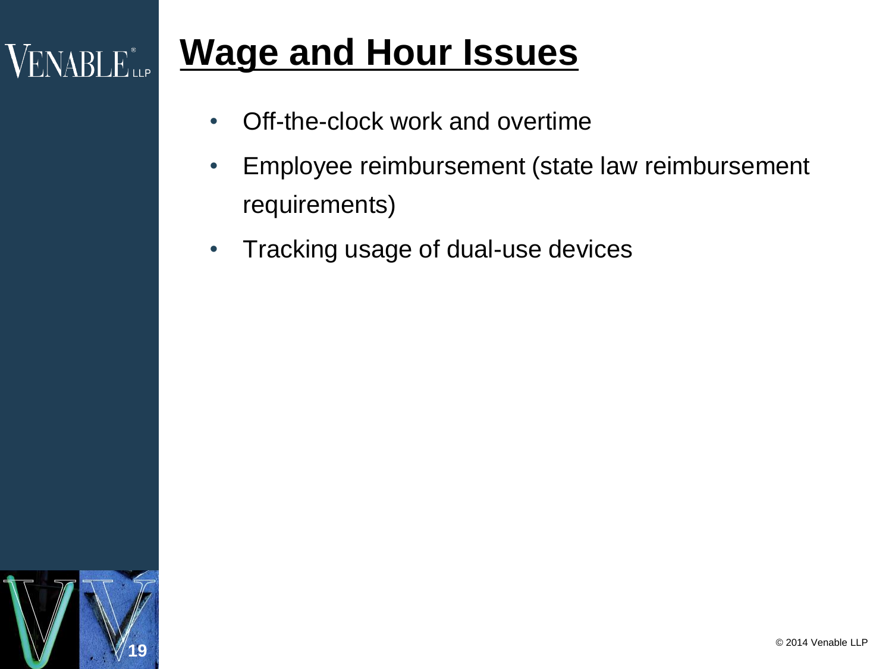# Wage and Hour Issues

- Off-the-clock work and overtime
- Employee reimbursement (state law reimbursement requirements)
- Tracking usage of dual-use devices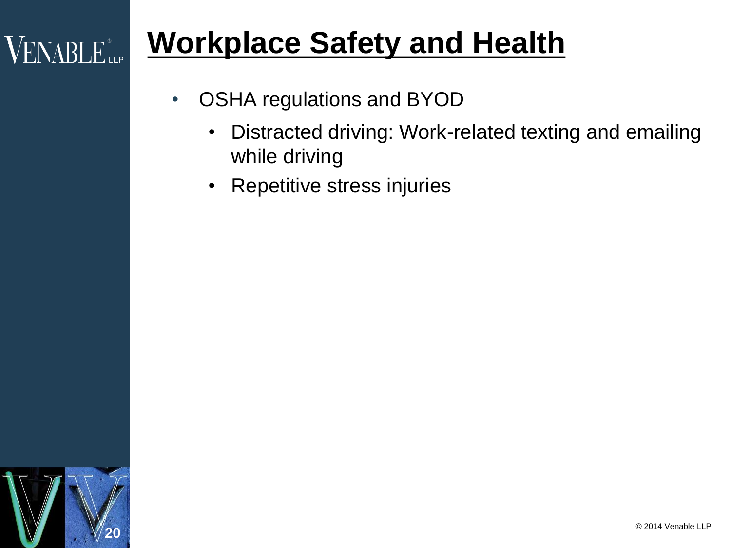# Workplace Safety and Health

- OSHA regulations and BYOD
  - Distracted driving: Work-related texting and emailing while driving
  - Repetitive stress injuries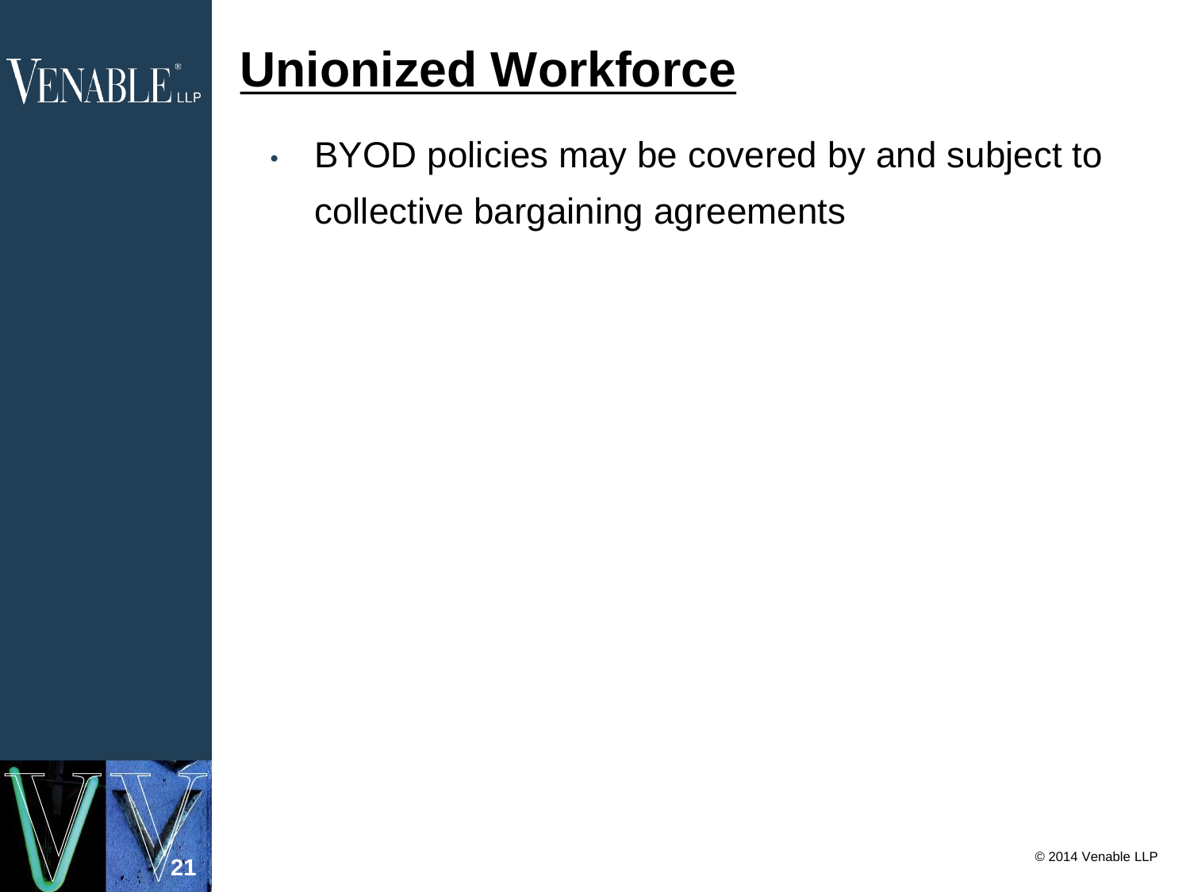# Unionized Workforce

- BYOD policies may be covered by and subject to collective bargaining agreements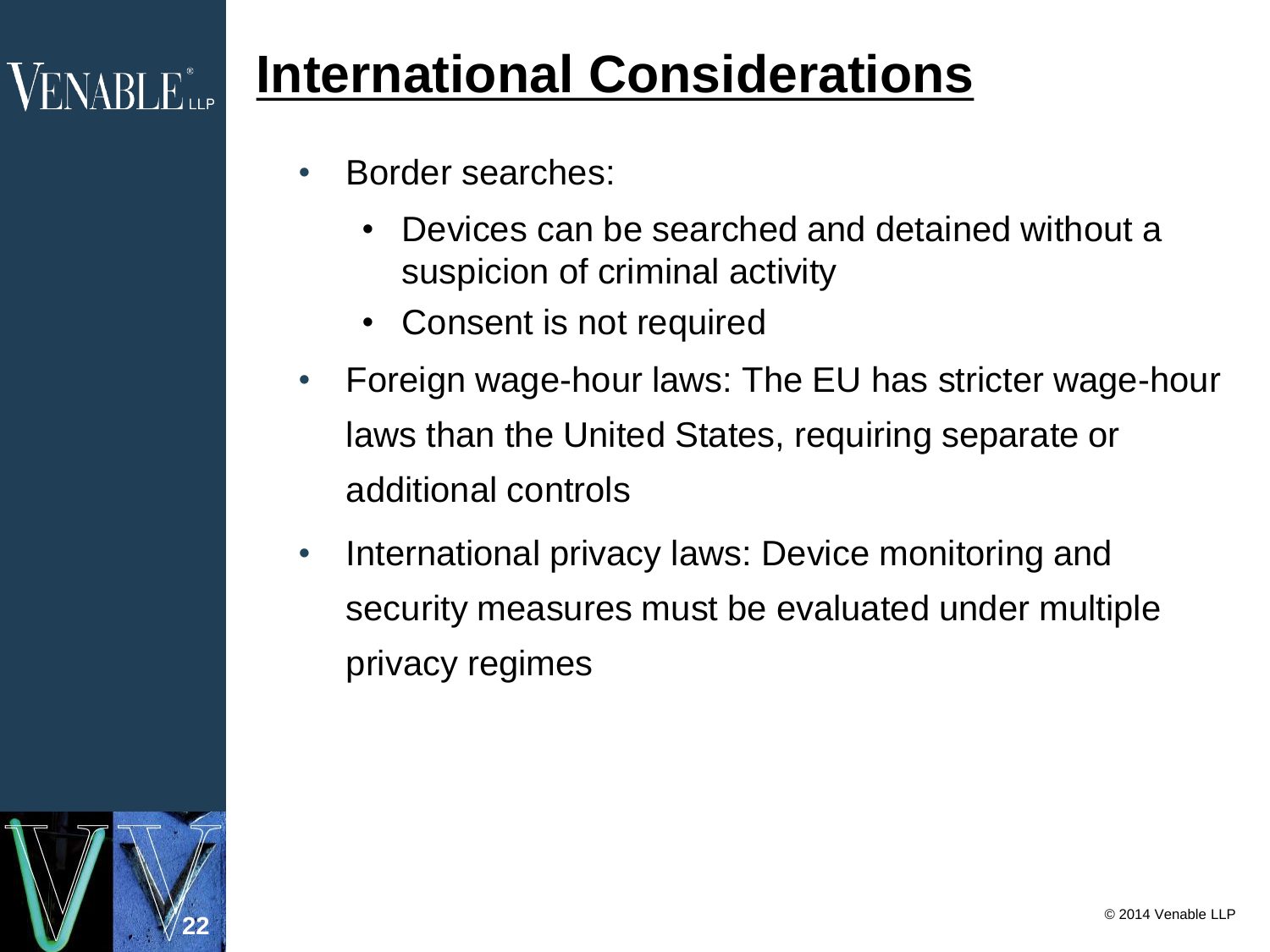# International Considerations

- Border searches:
  - Devices can be searched and detained without a suspicion of criminal activity
  - Consent is not required
- Foreign wage-hour laws: The EU has stricter wage-hour laws than the United States, requiring separate or additional controls
- International privacy laws: Device monitoring and security measures must be evaluated under multiple privacy regimes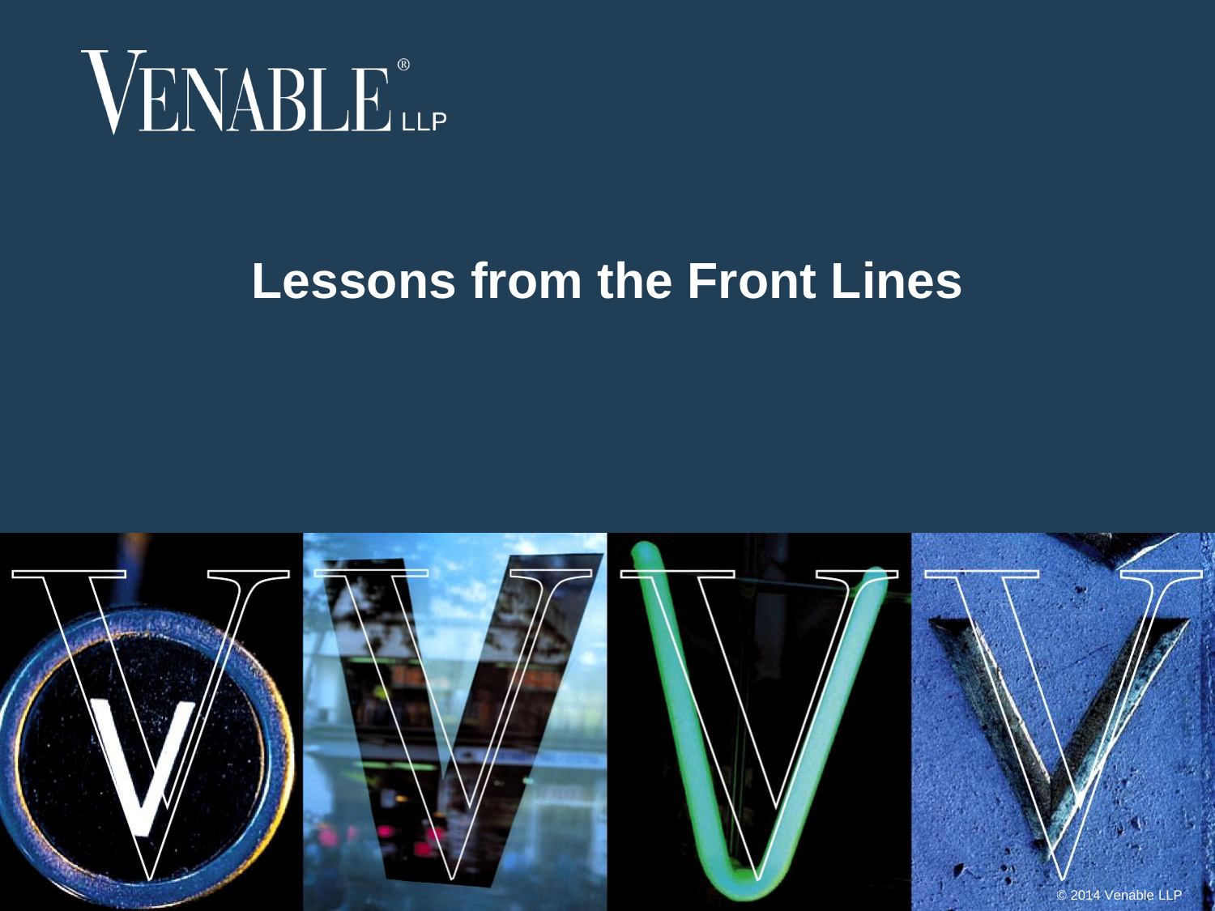# Lessons from the Front Lines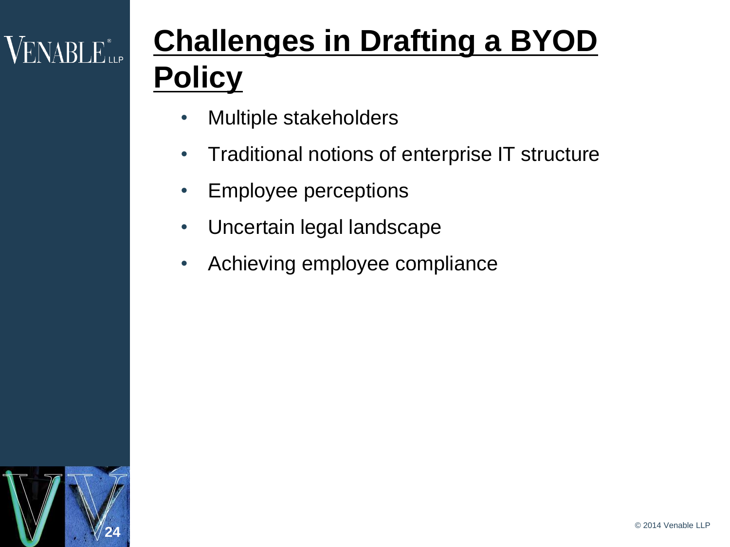# Challenges in Drafting a BYOD Policy

- Multiple stakeholders
- Traditional notions of enterprise IT structure
- Employee perceptions
- Uncertain legal landscape
- Achieving employee compliance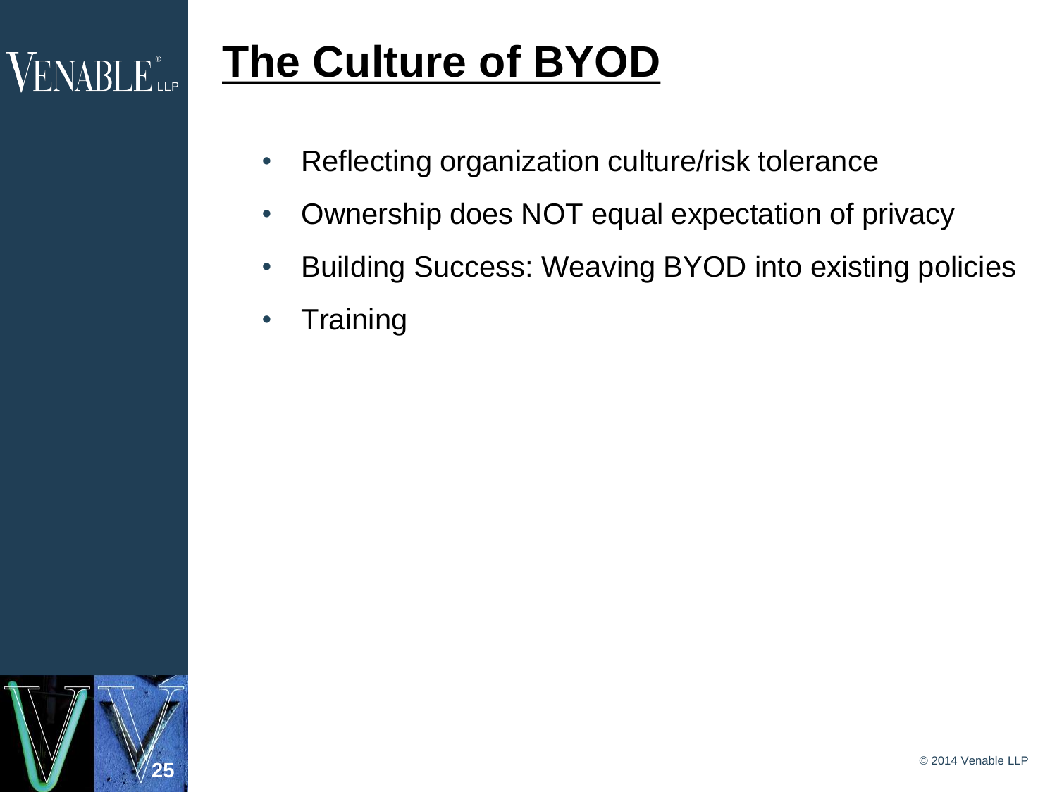# The Culture of BYOD

- Reflecting organization culture/risk tolerance
- Ownership does NOT equal expectation of privacy
- Building Success: Weaving BYOD into existing policies
- Training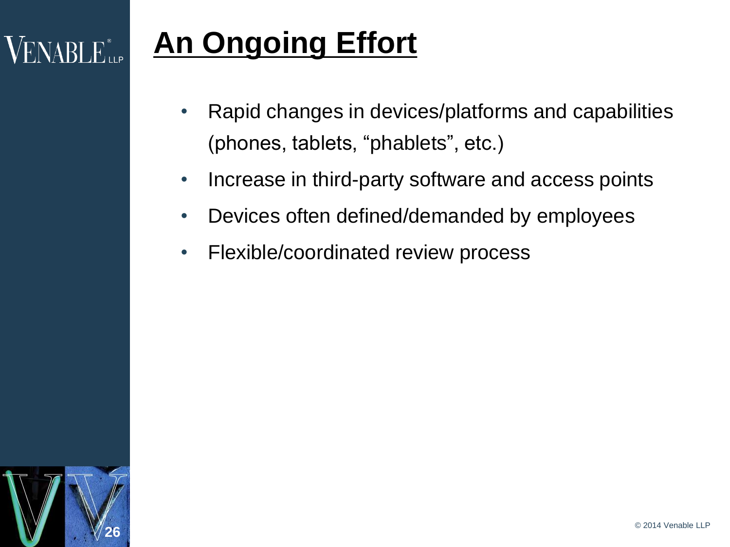# An Ongoing Effort

- Rapid changes in devices/platforms and capabilities (phones, tablets, "phablets", etc.)
- Increase in third-party software and access points
- Devices often defined/demanded by employees
- Flexible/coordinated review process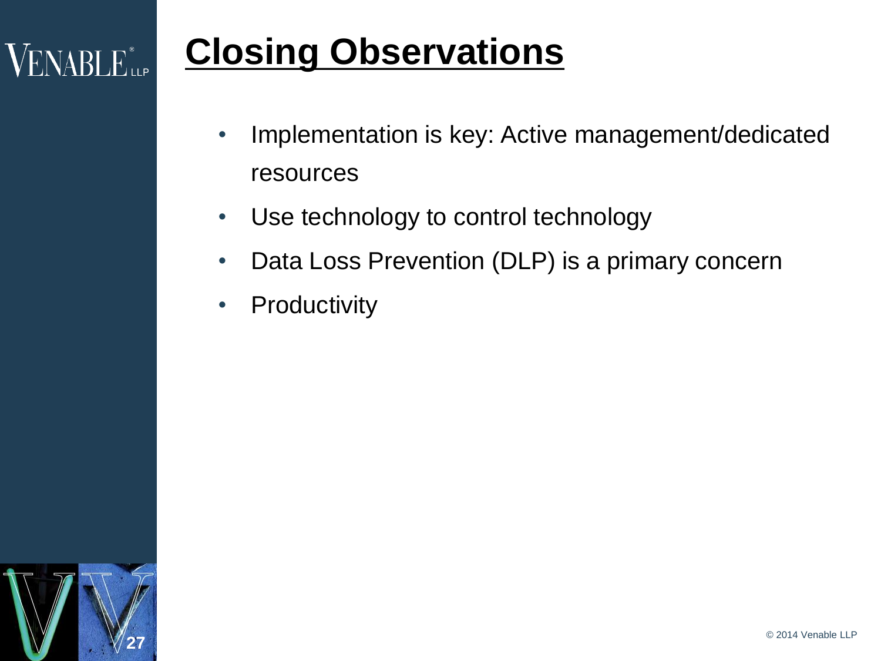# Closing Observations

- Implementation is key: Active management/dedicated resources
- Use technology to control technology
- Data Loss Prevention (DLP) is a primary concern
- Productivity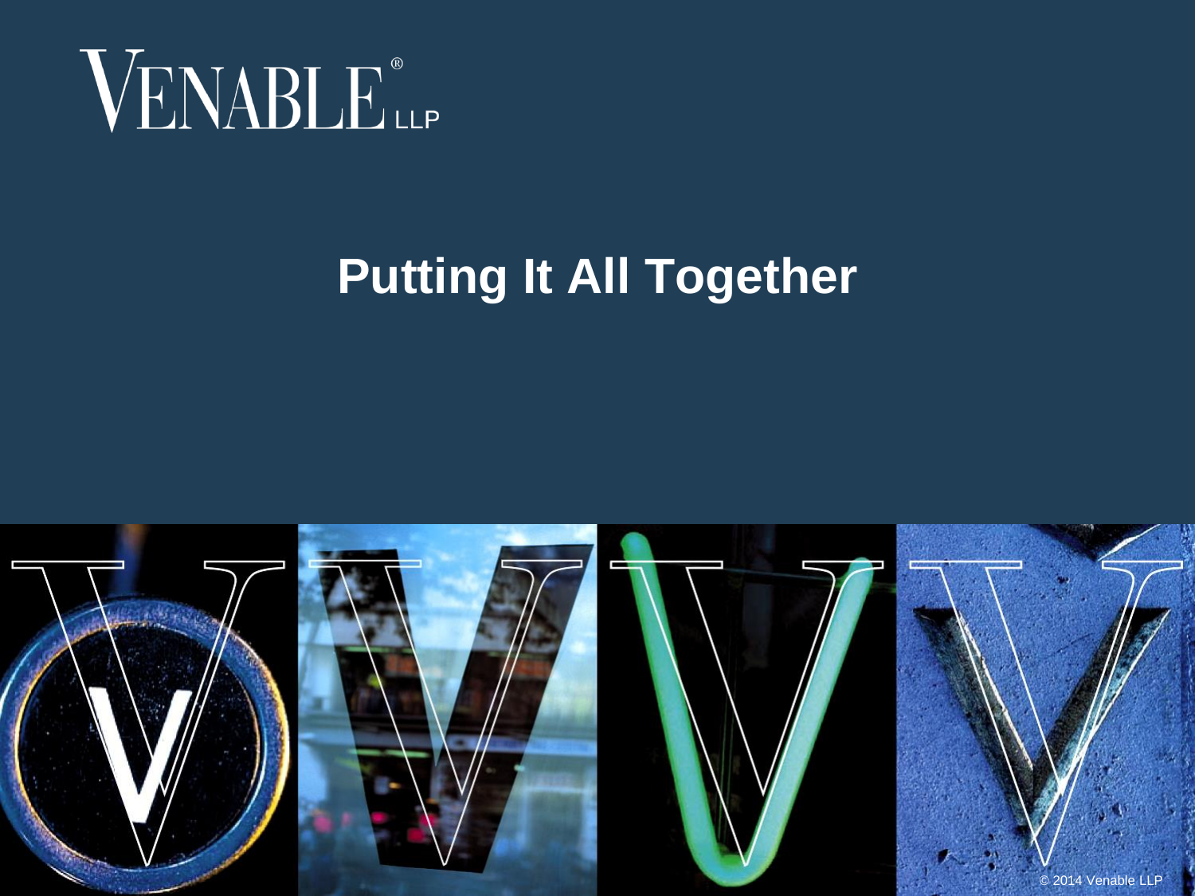# Putting It All Together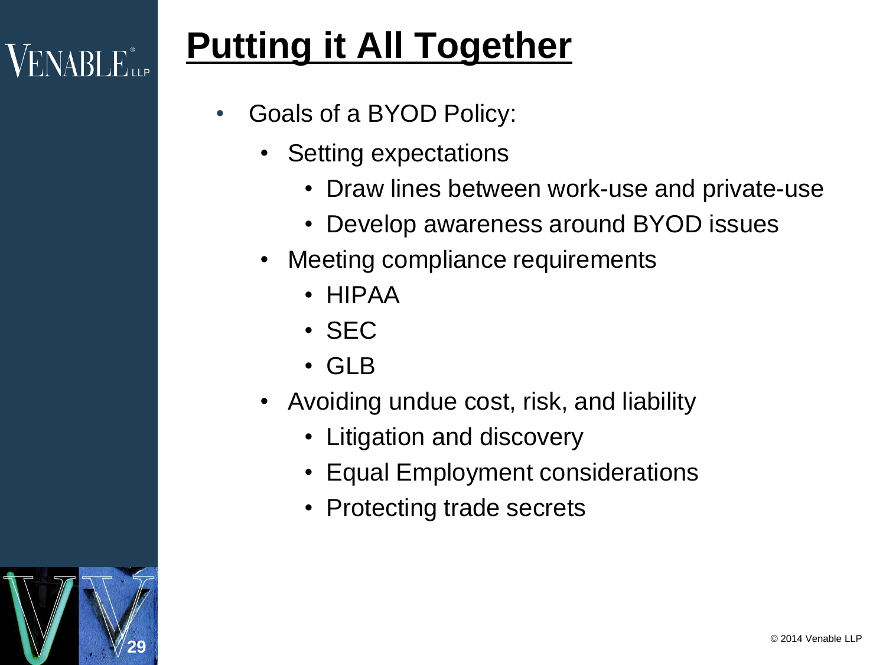# Putting it All Together

- Goals of a BYOD Policy:
  - Setting expectations
    - Draw lines between work-use and private-use
    - Develop awareness around BYOD issues
  - Meeting compliance requirements
    - HIPAA
    - SEC
    - GLB
  - Avoiding undue cost, risk, and liability
    - Litigation and discovery
    - Equal Employment considerations
    - Protecting trade secrets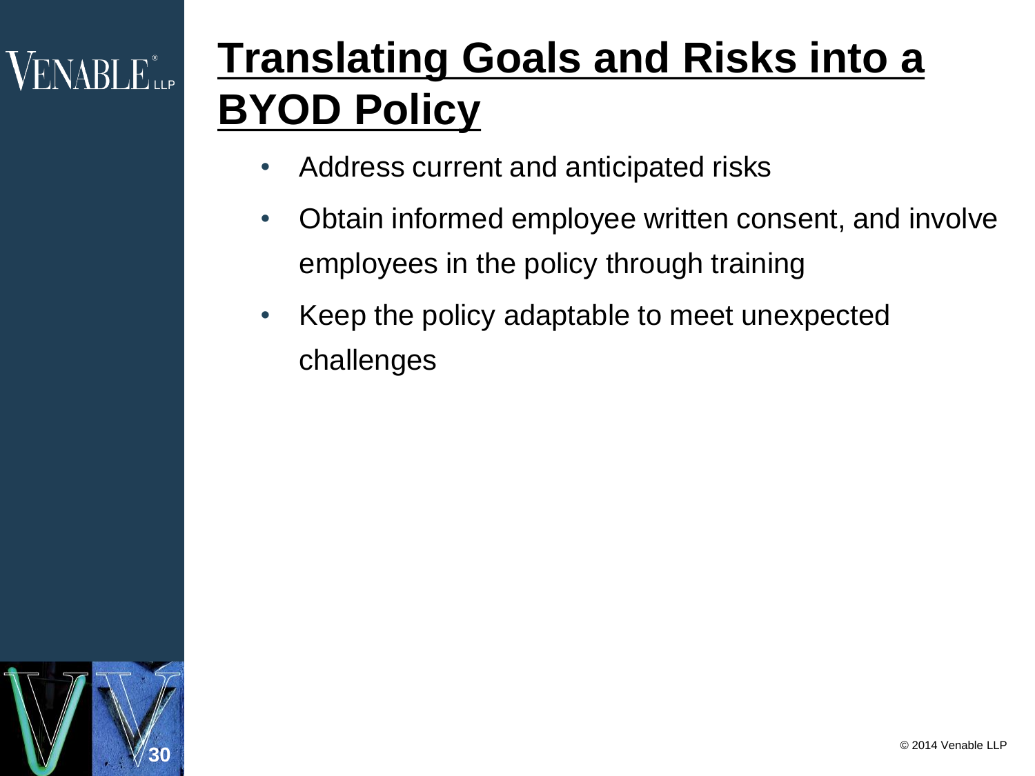# Translating Goals and Risks into a BYOD Policy

- Address current and anticipated risks
- Obtain informed employee written consent, and involve employees in the policy through training
- Keep the policy adaptable to meet unexpected challenges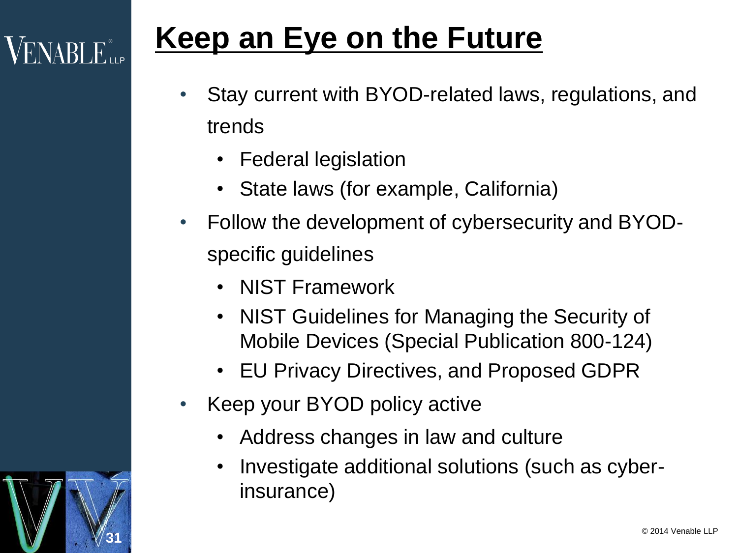# Keep an Eye on the Future

- Stay current with BYOD-related laws, regulations, and trends
  - Federal legislation
  - State laws (for example, California)
- Follow the development of cybersecurity and BYOD-specific guidelines
  - NIST Framework
  - NIST Guidelines for Managing the Security of Mobile Devices (Special Publication 800-124)
  - EU Privacy Directives, and Proposed GDPR
- Keep your BYOD policy active
  - Address changes in law and culture
  - Investigate additional solutions (such as cyber-insurance)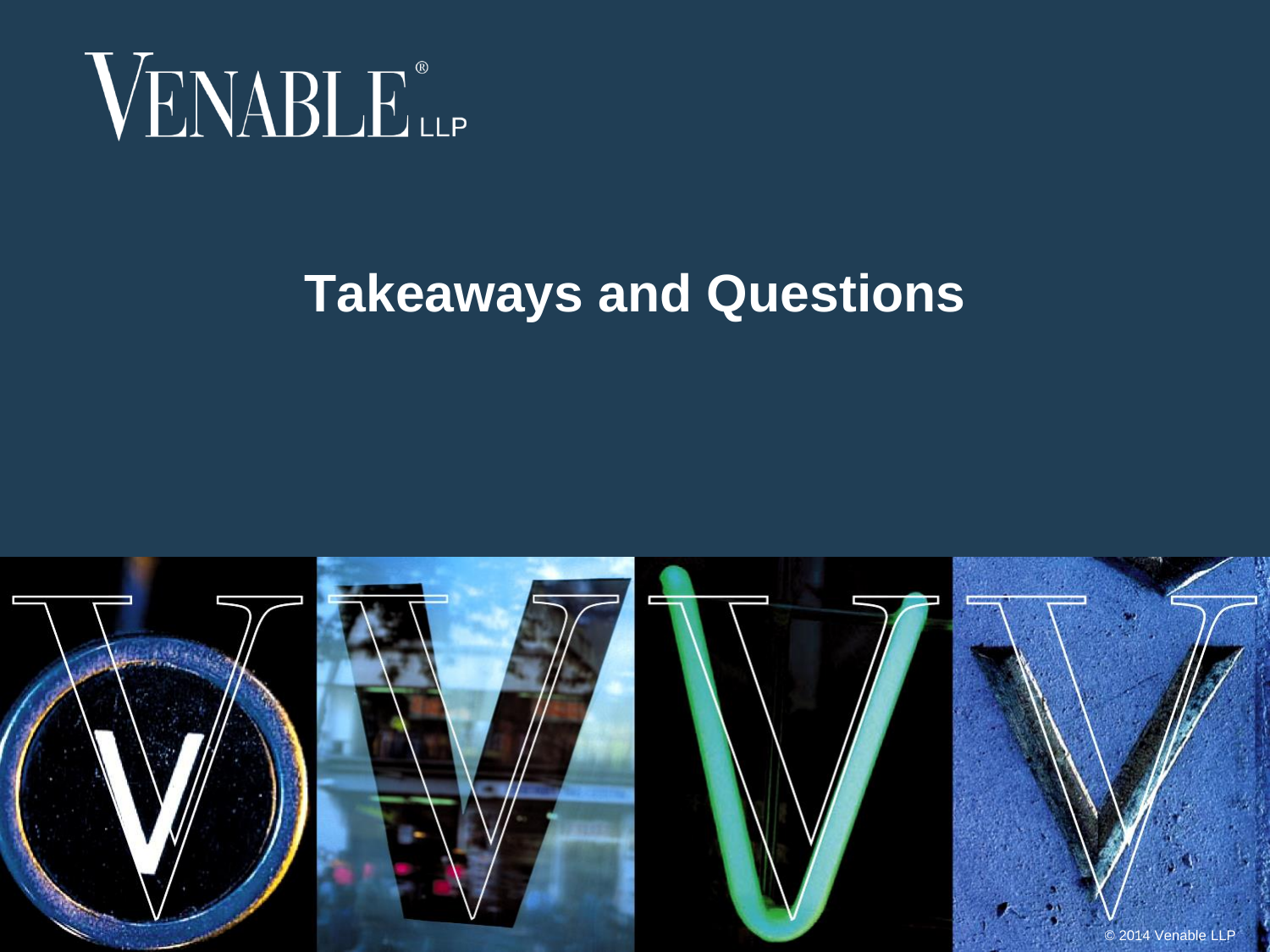# Takeaways and Questions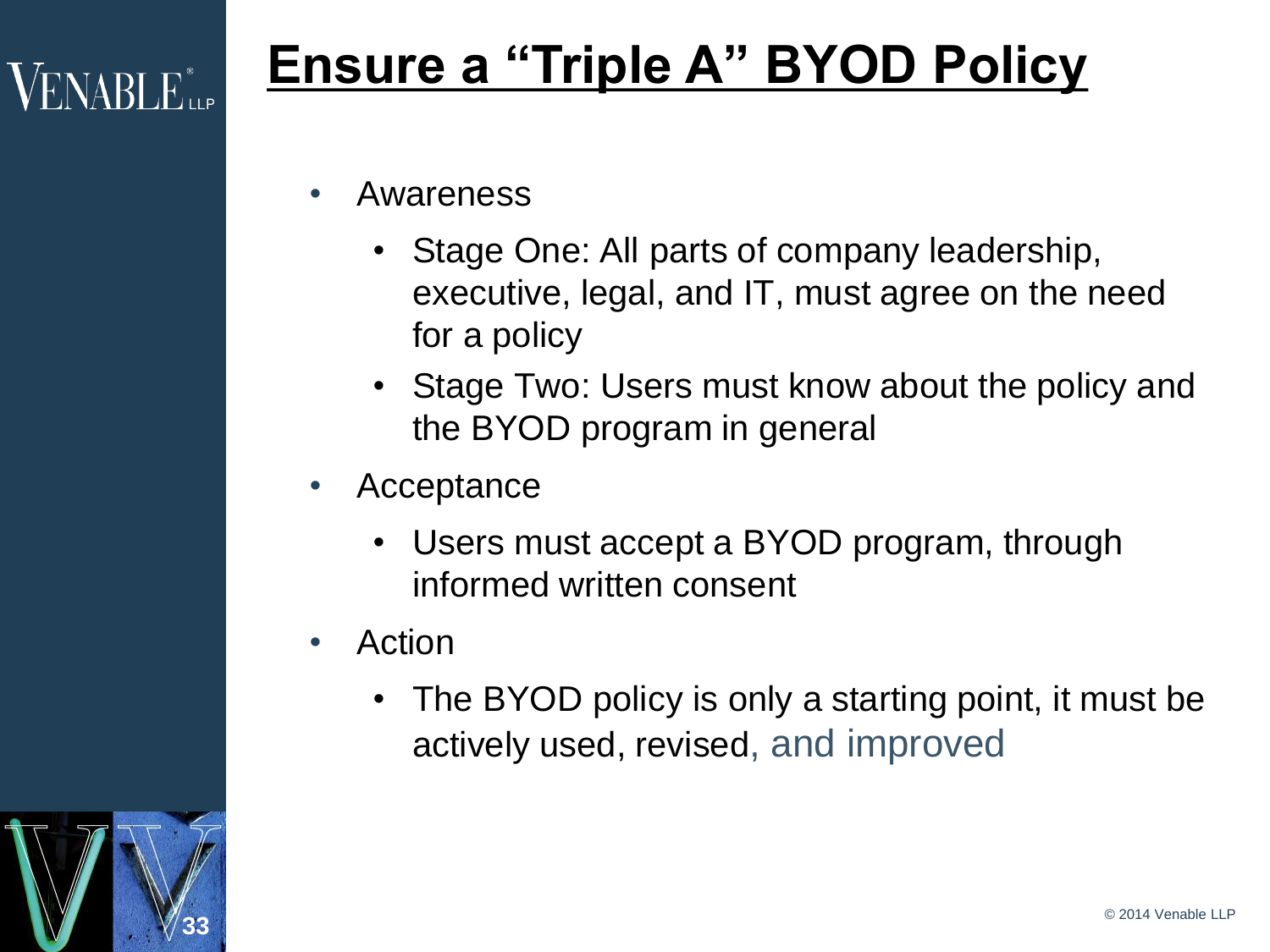# Ensure a "Triple A" BYOD Policy

- Awareness
  - Stage One: All parts of company leadership, executive, legal, and IT, must agree on the need for a policy
  - Stage Two: Users must know about the policy and the BYOD program in general
- Acceptance
  - Users must accept a BYOD program, through informed written consent
- Action
  - The BYOD policy is only a starting point, it must be actively used, revised, and improved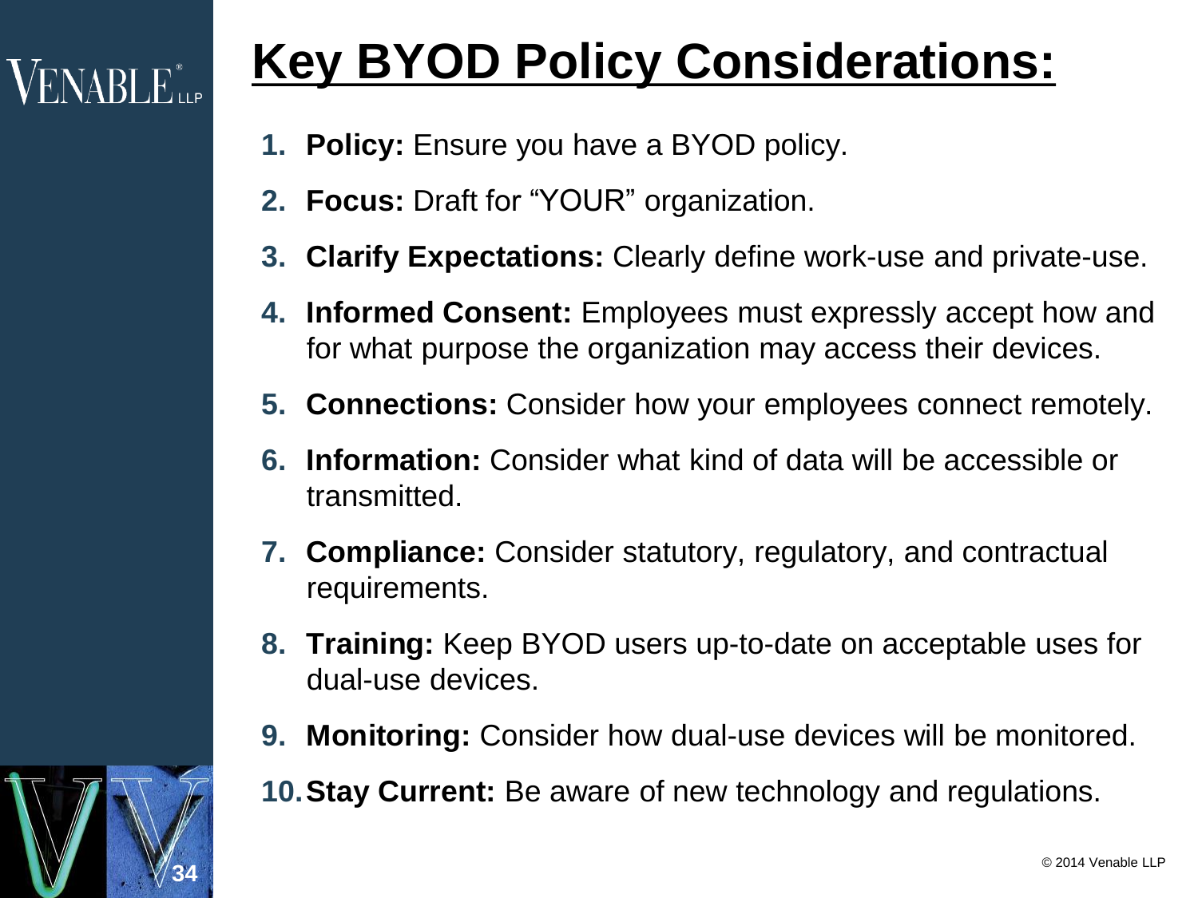# Key BYOD Policy Considerations:

1. **Policy:** Ensure you have a BYOD policy.
2. **Focus:** Draft for “YOUR” organization.
3. **Clarify Expectations:** Clearly define work-use and private-use.
4. **Informed Consent:** Employees must expressly accept how and for what purpose the organization may access their devices.
5. **Connections:** Consider how your employees connect remotely.
6. **Information:** Consider what kind of data will be accessible or transmitted.
7. **Compliance:** Consider statutory, regulatory, and contractual requirements.
8. **Training:** Keep BYOD users up-to-date on acceptable uses for dual-use devices.
9. **Monitoring:** Consider how dual-use devices will be monitored.
10. **Stay Current:** Be aware of new technology and regulations.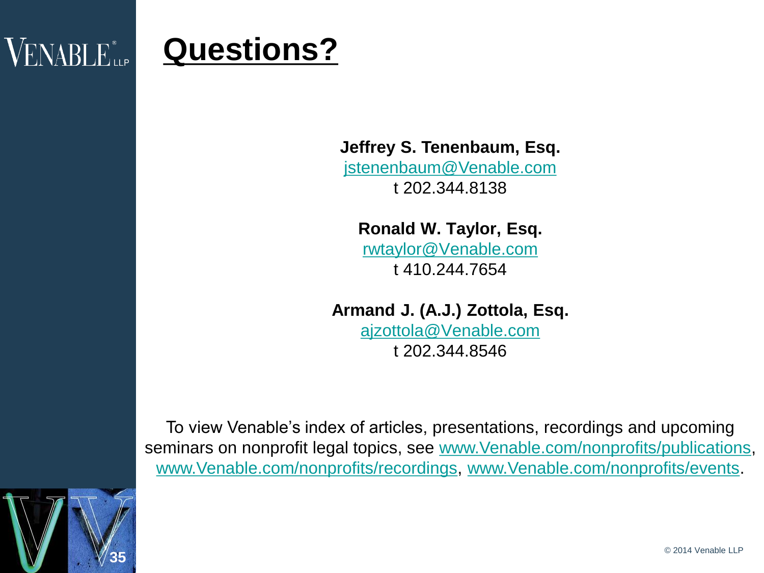# Questions?

**Jeffrey S. Tenenbaum, Esq.**
jstenenbaum@Venable.com
t 202.344.8138

**Ronald W. Taylor, Esq.**
rwtaylor@Venable.com
t 410.244.7654

**Armand J. (A.J.) Zottola, Esq.**
ajzottola@Venable.com
t 202.344.8546

To view Venable's index of articles, presentations, recordings and upcoming seminars on nonprofit legal topics, see www.Venable.com/nonprofits/publications, www.Venable.com/nonprofits/recordings, www.Venable.com/nonprofits/events.